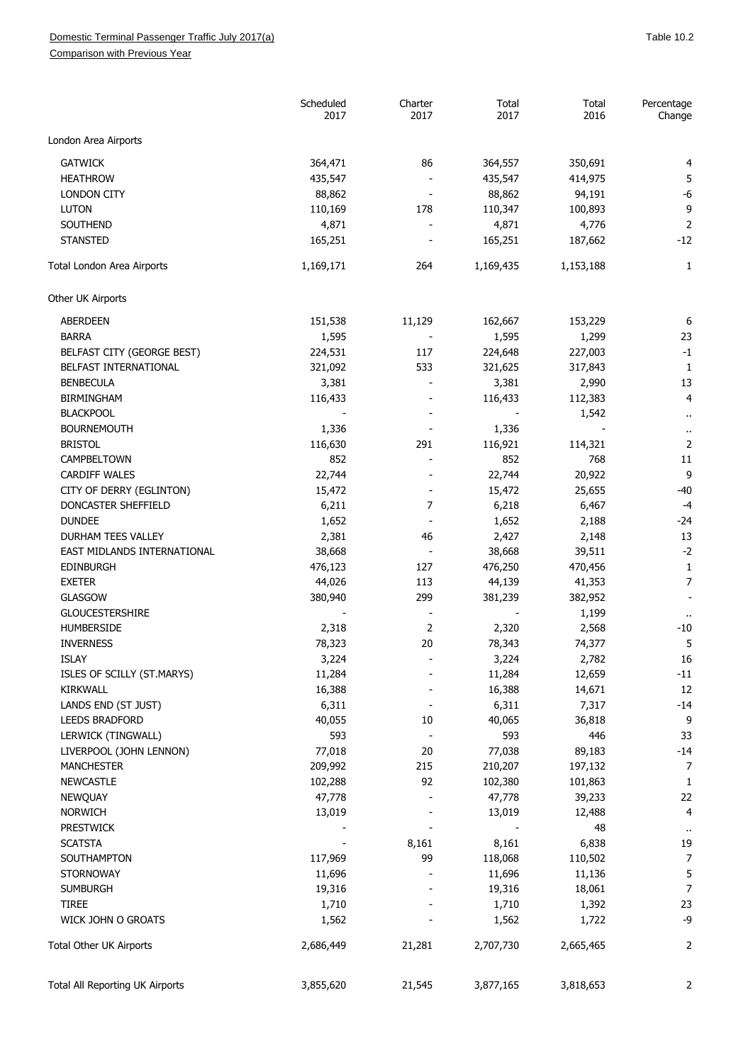Domestic Terminal Passenger Traffic July 2017(a)

Comparison with Previous Year

Table 10.2

| | Scheduled 2017 | Charter 2017 | Total 2017 | Total 2016 | Percentage Change |
|---|---|---|---|---|---|
| London Area Airports | | | | | |
| GATWICK | 364,471 | 86 | 364,557 | 350,691 | 4 |
| HEATHROW | 435,547 | - | 435,547 | 414,975 | 5 |
| LONDON CITY | 88,862 | - | 88,862 | 94,191 | -6 |
| LUTON | 110,169 | 178 | 110,347 | 100,893 | 9 |
| SOUTHEND | 4,871 | - | 4,871 | 4,776 | 2 |
| STANSTED | 165,251 | - | 165,251 | 187,662 | -12 |
| Total London Area Airports | 1,169,171 | 264 | 1,169,435 | 1,153,188 | 1 |
| Other UK Airports | | | | | |
| ABERDEEN | 151,538 | 11,129 | 162,667 | 153,229 | 6 |
| BARRA | 1,595 | - | 1,595 | 1,299 | 23 |
| BELFAST CITY (GEORGE BEST) | 224,531 | 117 | 224,648 | 227,003 | -1 |
| BELFAST INTERNATIONAL | 321,092 | 533 | 321,625 | 317,843 | 1 |
| BENBECULA | 3,381 | - | 3,381 | 2,990 | 13 |
| BIRMINGHAM | 116,433 | - | 116,433 | 112,383 | 4 |
| BLACKPOOL | - | - | - | 1,542 | .. |
| BOURNEMOUTH | 1,336 | - | 1,336 | - | .. |
| BRISTOL | 116,630 | 291 | 116,921 | 114,321 | 2 |
| CAMPBELTOWN | 852 | - | 852 | 768 | 11 |
| CARDIFF WALES | 22,744 | - | 22,744 | 20,922 | 9 |
| CITY OF DERRY (EGLINTON) | 15,472 | - | 15,472 | 25,655 | -40 |
| DONCASTER SHEFFIELD | 6,211 | 7 | 6,218 | 6,467 | -4 |
| DUNDEE | 1,652 | - | 1,652 | 2,188 | -24 |
| DURHAM TEES VALLEY | 2,381 | 46 | 2,427 | 2,148 | 13 |
| EAST MIDLANDS INTERNATIONAL | 38,668 | - | 38,668 | 39,511 | -2 |
| EDINBURGH | 476,123 | 127 | 476,250 | 470,456 | 1 |
| EXETER | 44,026 | 113 | 44,139 | 41,353 | 7 |
| GLASGOW | 380,940 | 299 | 381,239 | 382,952 | - |
| GLOUCESTERSHIRE | - | - | - | 1,199 | .. |
| HUMBERSIDE | 2,318 | 2 | 2,320 | 2,568 | -10 |
| INVERNESS | 78,323 | 20 | 78,343 | 74,377 | 5 |
| ISLAY | 3,224 | - | 3,224 | 2,782 | 16 |
| ISLES OF SCILLY (ST.MARYS) | 11,284 | - | 11,284 | 12,659 | -11 |
| KIRKWALL | 16,388 | - | 16,388 | 14,671 | 12 |
| LANDS END (ST JUST) | 6,311 | - | 6,311 | 7,317 | -14 |
| LEEDS BRADFORD | 40,055 | 10 | 40,065 | 36,818 | 9 |
| LERWICK (TINGWALL) | 593 | - | 593 | 446 | 33 |
| LIVERPOOL (JOHN LENNON) | 77,018 | 20 | 77,038 | 89,183 | -14 |
| MANCHESTER | 209,992 | 215 | 210,207 | 197,132 | 7 |
| NEWCASTLE | 102,288 | 92 | 102,380 | 101,863 | 1 |
| NEWQUAY | 47,778 | - | 47,778 | 39,233 | 22 |
| NORWICH | 13,019 | - | 13,019 | 12,488 | 4 |
| PRESTWICK | - | - | - | 48 | .. |
| SCATSTA | - | 8,161 | 8,161 | 6,838 | 19 |
| SOUTHAMPTON | 117,969 | 99 | 118,068 | 110,502 | 7 |
| STORNOWAY | 11,696 | - | 11,696 | 11,136 | 5 |
| SUMBURGH | 19,316 | - | 19,316 | 18,061 | 7 |
| TIREE | 1,710 | - | 1,710 | 1,392 | 23 |
| WICK JOHN O GROATS | 1,562 | - | 1,562 | 1,722 | -9 |
| Total Other UK Airports | 2,686,449 | 21,281 | 2,707,730 | 2,665,465 | 2 |
| Total All Reporting UK Airports | 3,855,620 | 21,545 | 3,877,165 | 3,818,653 | 2 |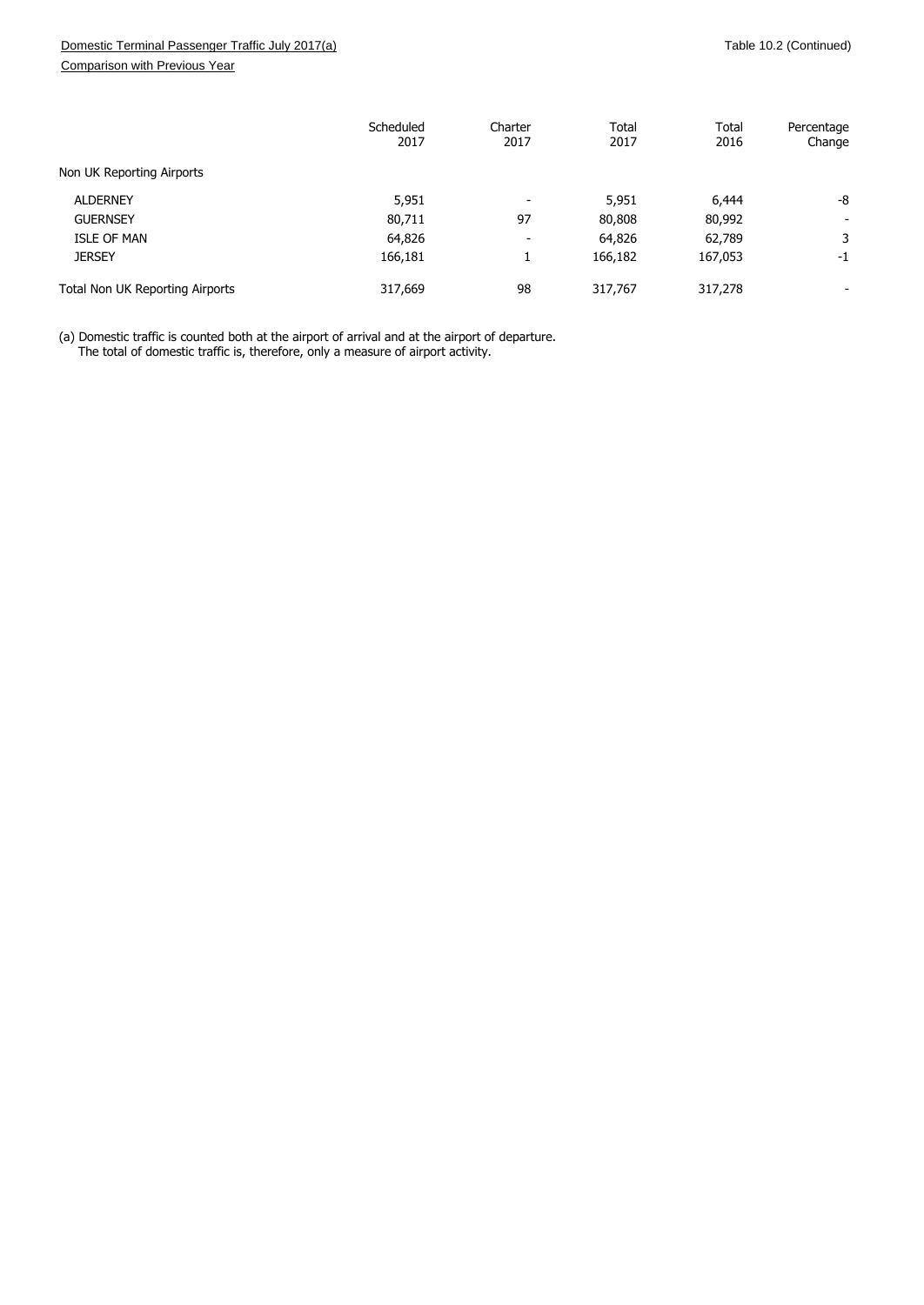Domestic Terminal Passenger Traffic July 2017(a)

Comparison with Previous Year

Table 10.2 (Continued)

| | Scheduled 2017 | Charter 2017 | Total 2017 | Total 2016 | Percentage Change |
|---|---|---|---|---|---|
| Non UK Reporting Airports | | | | | |
| ALDERNEY | 5,951 | - | 5,951 | 6,444 | -8 |
| GUERNSEY | 80,711 | 97 | 80,808 | 80,992 | - |
| ISLE OF MAN | 64,826 | - | 64,826 | 62,789 | 3 |
| JERSEY | 166,181 | 1 | 166,182 | 167,053 | -1 |
| Total Non UK Reporting Airports | 317,669 | 98 | 317,767 | 317,278 | - |

(a) Domestic traffic is counted both at the airport of arrival and at the airport of departure.
The total of domestic traffic is, therefore, only a measure of airport activity.